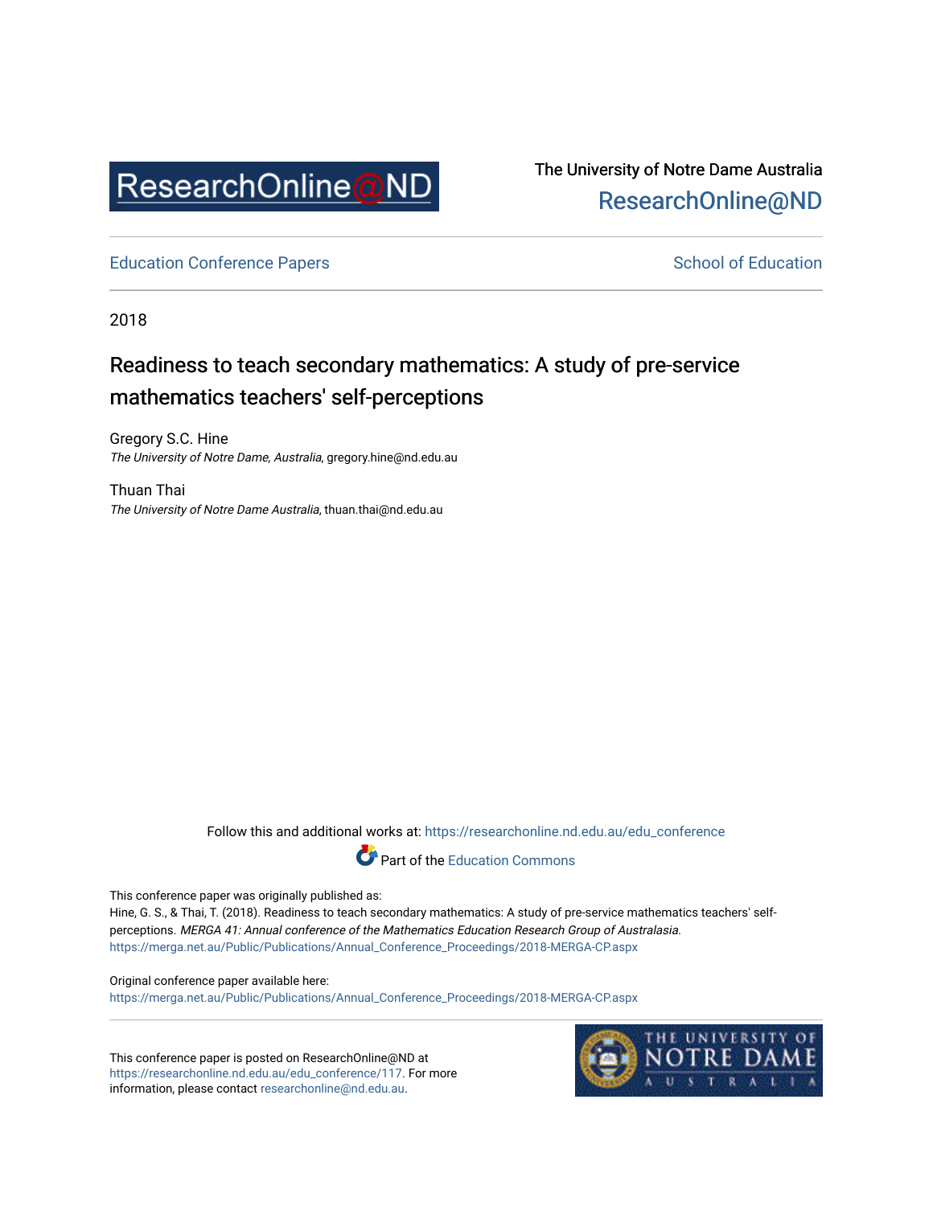ResearchOnline@ND

The University of Notre Dame Australia
ResearchOnline@ND

Education Conference Papers | School of Education

2018

# Readiness to teach secondary mathematics: A study of pre-service mathematics teachers' self-perceptions

Gregory S.C. Hine
*The University of Notre Dame, Australia*, gregory.hine@nd.edu.au

Thuan Thai
*The University of Notre Dame Australia*, thuan.thai@nd.edu.au

Follow this and additional works at: https://researchonline.nd.edu.au/edu_conference

Part of the Education Commons

This conference paper was originally published as:
Hine, G. S., & Thai, T. (2018). Readiness to teach secondary mathematics: A study of pre-service mathematics teachers' self-perceptions. *MERGA 41: Annual conference of the Mathematics Education Research Group of Australasia*.
https://merga.net.au/Public/Publications/Annual_Conference_Proceedings/2018-MERGA-CP.aspx

Original conference paper available here:
https://merga.net.au/Public/Publications/Annual_Conference_Proceedings/2018-MERGA-CP.aspx

This conference paper is posted on ResearchOnline@ND at https://researchonline.nd.edu.au/edu_conference/117. For more information, please contact researchonline@nd.edu.au.

THE UNIVERSITY OF NOTRE DAME AUSTRALIA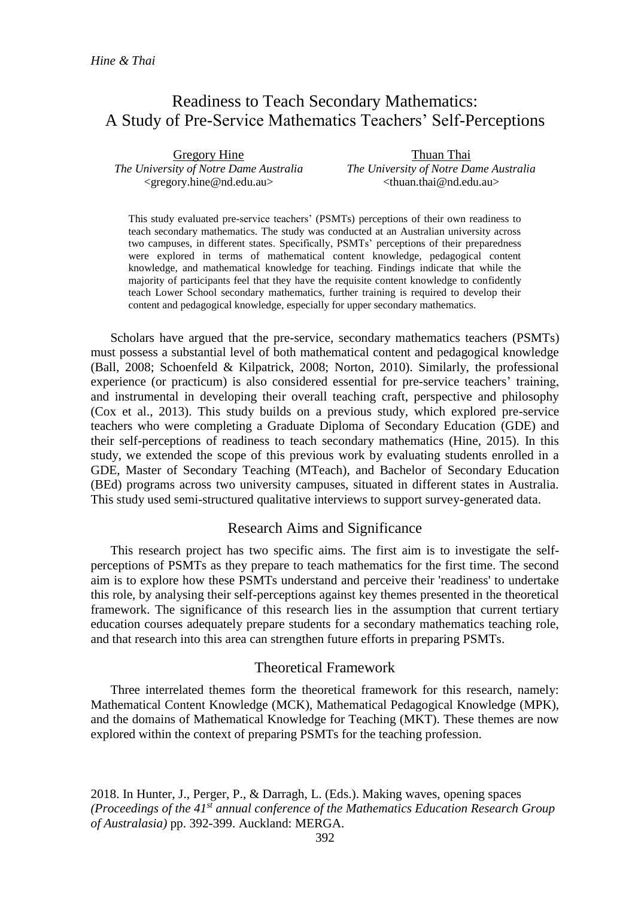# Readiness to Teach Secondary Mathematics: A Study of Pre-Service Mathematics Teachers' Self-Perceptions

Gregory Hine
*The University of Notre Dame Australia*
<gregory.hine@nd.edu.au>

Thuan Thai
*The University of Notre Dame Australia*
<thuan.thai@nd.edu.au>

This study evaluated pre-service teachers' (PSMTs) perceptions of their own readiness to teach secondary mathematics. The study was conducted at an Australian university across two campuses, in different states. Specifically, PSMTs' perceptions of their preparedness were explored in terms of mathematical content knowledge, pedagogical content knowledge, and mathematical knowledge for teaching. Findings indicate that while the majority of participants feel that they have the requisite content knowledge to confidently teach Lower School secondary mathematics, further training is required to develop their content and pedagogical knowledge, especially for upper secondary mathematics.

Scholars have argued that the pre-service, secondary mathematics teachers (PSMTs) must possess a substantial level of both mathematical content and pedagogical knowledge (Ball, 2008; Schoenfeld & Kilpatrick, 2008; Norton, 2010). Similarly, the professional experience (or practicum) is also considered essential for pre-service teachers' training, and instrumental in developing their overall teaching craft, perspective and philosophy (Cox et al., 2013). This study builds on a previous study, which explored pre-service teachers who were completing a Graduate Diploma of Secondary Education (GDE) and their self-perceptions of readiness to teach secondary mathematics (Hine, 2015). In this study, we extended the scope of this previous work by evaluating students enrolled in a GDE, Master of Secondary Teaching (MTeach), and Bachelor of Secondary Education (BEd) programs across two university campuses, situated in different states in Australia. This study used semi-structured qualitative interviews to support survey-generated data.

## Research Aims and Significance

This research project has two specific aims. The first aim is to investigate the self-perceptions of PSMTs as they prepare to teach mathematics for the first time. The second aim is to explore how these PSMTs understand and perceive their 'readiness' to undertake this role, by analysing their self-perceptions against key themes presented in the theoretical framework. The significance of this research lies in the assumption that current tertiary education courses adequately prepare students for a secondary mathematics teaching role, and that research into this area can strengthen future efforts in preparing PSMTs.

## Theoretical Framework

Three interrelated themes form the theoretical framework for this research, namely: Mathematical Content Knowledge (MCK), Mathematical Pedagogical Knowledge (MPK), and the domains of Mathematical Knowledge for Teaching (MKT). These themes are now explored within the context of preparing PSMTs for the teaching profession.

2018. In Hunter, J., Perger, P., & Darragh, L. (Eds.). Making waves, opening spaces *(Proceedings of the 41st annual conference of the Mathematics Education Research Group of Australasia)* pp. 392-399. Auckland: MERGA.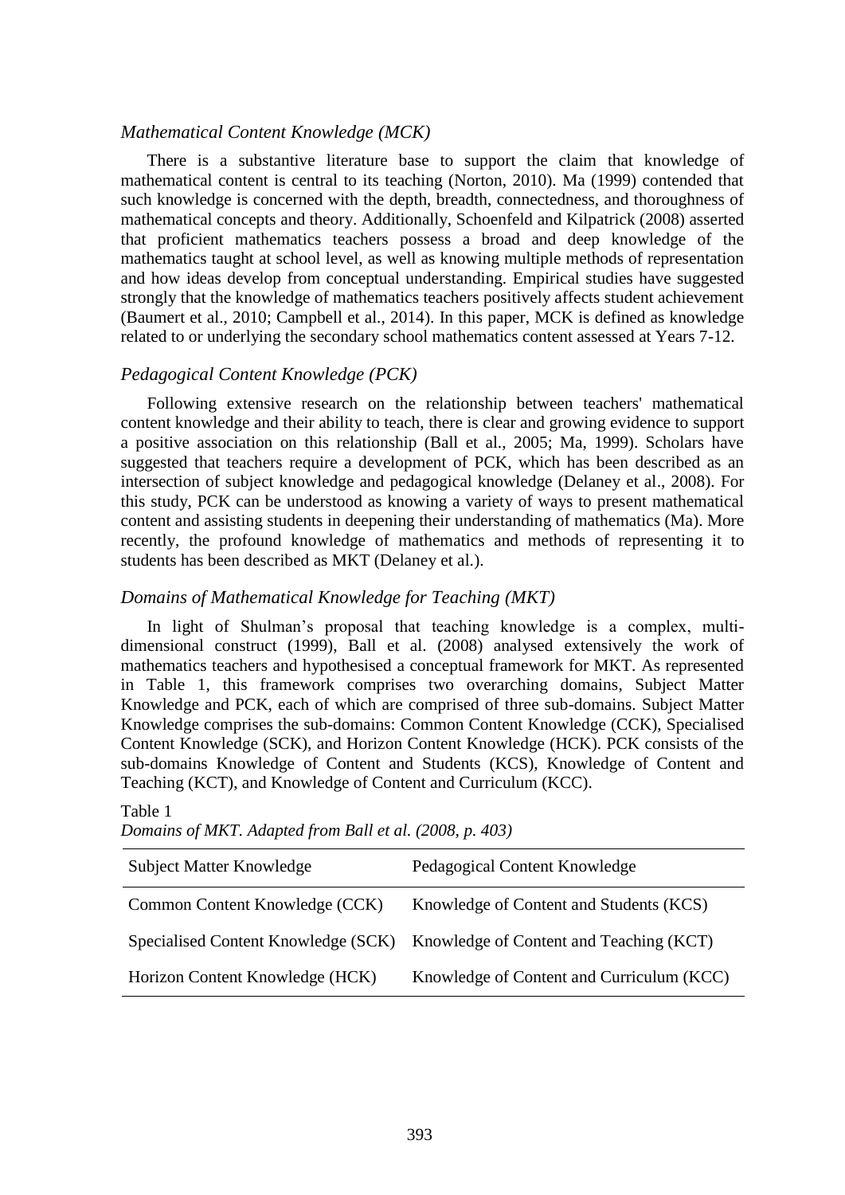### *Mathematical Content Knowledge (MCK)*

There is a substantive literature base to support the claim that knowledge of mathematical content is central to its teaching (Norton, 2010). Ma (1999) contended that such knowledge is concerned with the depth, breadth, connectedness, and thoroughness of mathematical concepts and theory. Additionally, Schoenfeld and Kilpatrick (2008) asserted that proficient mathematics teachers possess a broad and deep knowledge of the mathematics taught at school level, as well as knowing multiple methods of representation and how ideas develop from conceptual understanding. Empirical studies have suggested strongly that the knowledge of mathematics teachers positively affects student achievement (Baumert et al., 2010; Campbell et al., 2014). In this paper, MCK is defined as knowledge related to or underlying the secondary school mathematics content assessed at Years 7-12.

### *Pedagogical Content Knowledge (PCK)*

Following extensive research on the relationship between teachers' mathematical content knowledge and their ability to teach, there is clear and growing evidence to support a positive association on this relationship (Ball et al., 2005; Ma, 1999). Scholars have suggested that teachers require a development of PCK, which has been described as an intersection of subject knowledge and pedagogical knowledge (Delaney et al., 2008). For this study, PCK can be understood as knowing a variety of ways to present mathematical content and assisting students in deepening their understanding of mathematics (Ma). More recently, the profound knowledge of mathematics and methods of representing it to students has been described as MKT (Delaney et al.).

### *Domains of Mathematical Knowledge for Teaching (MKT)*

In light of Shulman's proposal that teaching knowledge is a complex, multi-dimensional construct (1999), Ball et al. (2008) analysed extensively the work of mathematics teachers and hypothesised a conceptual framework for MKT. As represented in Table 1, this framework comprises two overarching domains, Subject Matter Knowledge and PCK, each of which are comprised of three sub-domains. Subject Matter Knowledge comprises the sub-domains: Common Content Knowledge (CCK), Specialised Content Knowledge (SCK), and Horizon Content Knowledge (HCK). PCK consists of the sub-domains Knowledge of Content and Students (KCS), Knowledge of Content and Teaching (KCT), and Knowledge of Content and Curriculum (KCC).

Table 1
*Domains of MKT. Adapted from Ball et al. (2008, p. 403)*

| Subject Matter Knowledge | Pedagogical Content Knowledge |
|---|---|
| Common Content Knowledge (CCK) | Knowledge of Content and Students (KCS) |
| Specialised Content Knowledge (SCK) | Knowledge of Content and Teaching (KCT) |
| Horizon Content Knowledge (HCK) | Knowledge of Content and Curriculum (KCC) |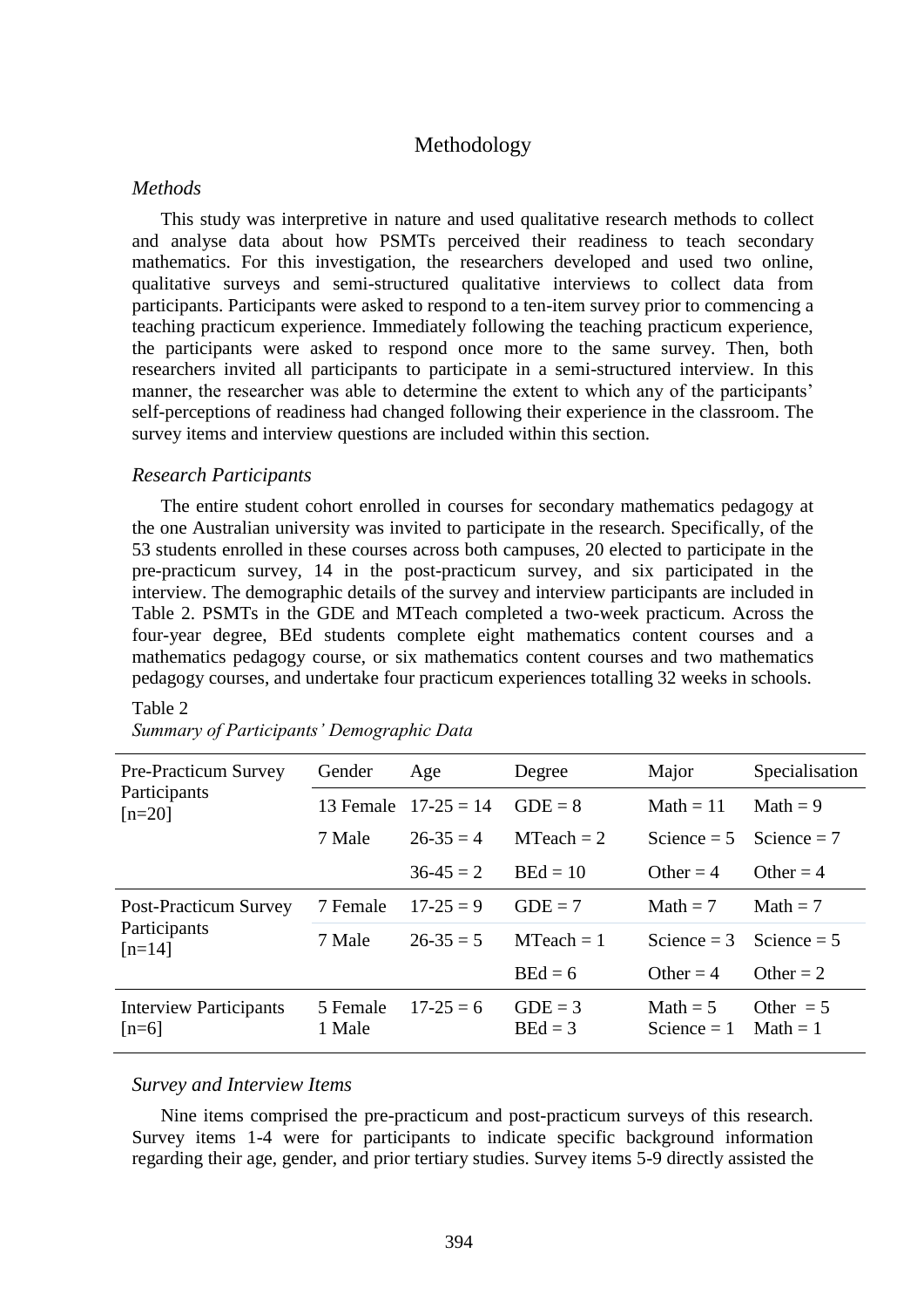## Methodology

### *Methods*

This study was interpretive in nature and used qualitative research methods to collect and analyse data about how PSMTs perceived their readiness to teach secondary mathematics. For this investigation, the researchers developed and used two online, qualitative surveys and semi-structured qualitative interviews to collect data from participants. Participants were asked to respond to a ten-item survey prior to commencing a teaching practicum experience. Immediately following the teaching practicum experience, the participants were asked to respond once more to the same survey. Then, both researchers invited all participants to participate in a semi-structured interview. In this manner, the researcher was able to determine the extent to which any of the participants' self-perceptions of readiness had changed following their experience in the classroom. The survey items and interview questions are included within this section.

### *Research Participants*

The entire student cohort enrolled in courses for secondary mathematics pedagogy at the one Australian university was invited to participate in the research. Specifically, of the 53 students enrolled in these courses across both campuses, 20 elected to participate in the pre-practicum survey, 14 in the post-practicum survey, and six participated in the interview. The demographic details of the survey and interview participants are included in Table 2. PSMTs in the GDE and MTeach completed a two-week practicum. Across the four-year degree, BEd students complete eight mathematics content courses and a mathematics pedagogy course, or six mathematics content courses and two mathematics pedagogy courses, and undertake four practicum experiences totalling 32 weeks in schools.

Table 2
*Summary of Participants' Demographic Data*

| | Gender | Age | Degree | Major | Specialisation |
|---|---|---|---|---|---|
| Pre-Practicum Survey Participants [n=20] | 13 Female | 17-25 = 14 | GDE = 8 | Math = 11 | Math = 9 |
| | 7 Male | 26-35 = 4 | MTeach = 2 | Science = 5 | Science = 7 |
| | | 36-45 = 2 | BEd = 10 | Other = 4 | Other = 4 |
| Post-Practicum Survey Participants [n=14] | 7 Female | 17-25 = 9 | GDE = 7 | Math = 7 | Math = 7 |
| | 7 Male | 26-35 = 5 | MTeach = 1 | Science = 3 | Science = 5 |
| | | | BEd = 6 | Other = 4 | Other = 2 |
| Interview Participants [n=6] | 5 Female<br>1 Male | 17-25 = 6 | GDE = 3<br>BEd = 3 | Math = 5<br>Science = 1 | Other = 5<br>Math = 1 |

### *Survey and Interview Items*

Nine items comprised the pre-practicum and post-practicum surveys of this research. Survey items 1-4 were for participants to indicate specific background information regarding their age, gender, and prior tertiary studies. Survey items 5-9 directly assisted the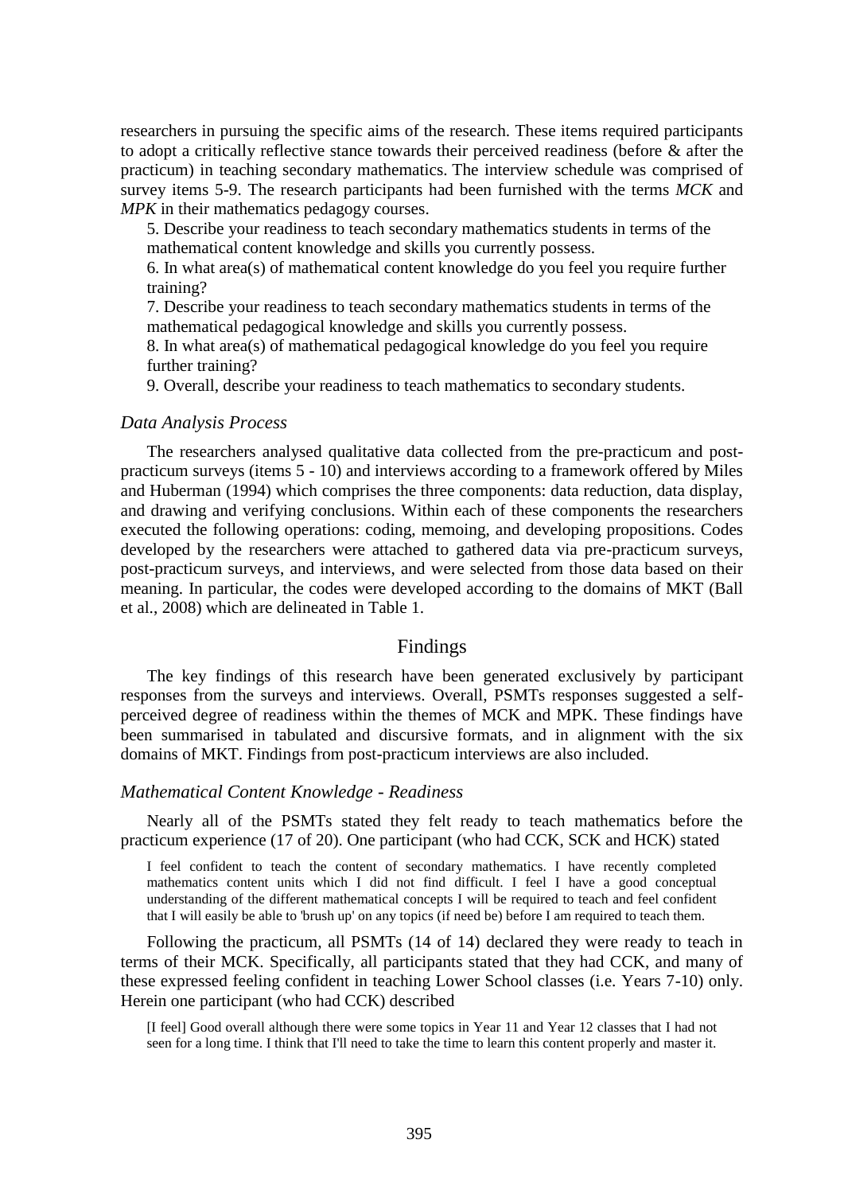researchers in pursuing the specific aims of the research. These items required participants to adopt a critically reflective stance towards their perceived readiness (before & after the practicum) in teaching secondary mathematics. The interview schedule was comprised of survey items 5-9. The research participants had been furnished with the terms *MCK* and *MPK* in their mathematics pedagogy courses.

5. Describe your readiness to teach secondary mathematics students in terms of the mathematical content knowledge and skills you currently possess.
6. In what area(s) of mathematical content knowledge do you feel you require further training?
7. Describe your readiness to teach secondary mathematics students in terms of the mathematical pedagogical knowledge and skills you currently possess.
8. In what area(s) of mathematical pedagogical knowledge do you feel you require further training?
9. Overall, describe your readiness to teach mathematics to secondary students.

### *Data Analysis Process*

The researchers analysed qualitative data collected from the pre-practicum and post-practicum surveys (items 5 - 10) and interviews according to a framework offered by Miles and Huberman (1994) which comprises the three components: data reduction, data display, and drawing and verifying conclusions. Within each of these components the researchers executed the following operations: coding, memoing, and developing propositions. Codes developed by the researchers were attached to gathered data via pre-practicum surveys, post-practicum surveys, and interviews, and were selected from those data based on their meaning. In particular, the codes were developed according to the domains of MKT (Ball et al., 2008) which are delineated in Table 1.

## Findings

The key findings of this research have been generated exclusively by participant responses from the surveys and interviews. Overall, PSMTs responses suggested a self-perceived degree of readiness within the themes of MCK and MPK. These findings have been summarised in tabulated and discursive formats, and in alignment with the six domains of MKT. Findings from post-practicum interviews are also included.

### *Mathematical Content Knowledge - Readiness*

Nearly all of the PSMTs stated they felt ready to teach mathematics before the practicum experience (17 of 20). One participant (who had CCK, SCK and HCK) stated

> I feel confident to teach the content of secondary mathematics. I have recently completed mathematics content units which I did not find difficult. I feel I have a good conceptual understanding of the different mathematical concepts I will be required to teach and feel confident that I will easily be able to 'brush up' on any topics (if need be) before I am required to teach them.

Following the practicum, all PSMTs (14 of 14) declared they were ready to teach in terms of their MCK. Specifically, all participants stated that they had CCK, and many of these expressed feeling confident in teaching Lower School classes (i.e. Years 7-10) only. Herein one participant (who had CCK) described

> [I feel] Good overall although there were some topics in Year 11 and Year 12 classes that I had not seen for a long time. I think that I'll need to take the time to learn this content properly and master it.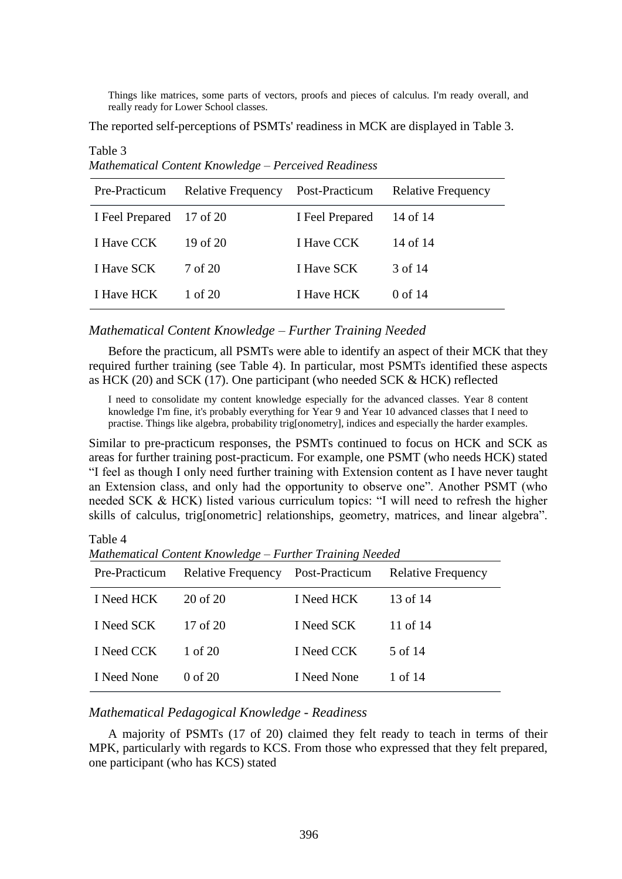> Things like matrices, some parts of vectors, proofs and pieces of calculus. I'm ready overall, and really ready for Lower School classes.

The reported self-perceptions of PSMTs' readiness in MCK are displayed in Table 3.

Table 3
*Mathematical Content Knowledge – Perceived Readiness*

| Pre-Practicum | Relative Frequency | Post-Practicum | Relative Frequency |
|---|---|---|---|
| I Feel Prepared | 17 of 20 | I Feel Prepared | 14 of 14 |
| I Have CCK | 19 of 20 | I Have CCK | 14 of 14 |
| I Have SCK | 7 of 20 | I Have SCK | 3 of 14 |
| I Have HCK | 1 of 20 | I Have HCK | 0 of 14 |

### *Mathematical Content Knowledge – Further Training Needed*

Before the practicum, all PSMTs were able to identify an aspect of their MCK that they required further training (see Table 4). In particular, most PSMTs identified these aspects as HCK (20) and SCK (17). One participant (who needed SCK & HCK) reflected

> I need to consolidate my content knowledge especially for the advanced classes. Year 8 content knowledge I'm fine, it's probably everything for Year 9 and Year 10 advanced classes that I need to practise. Things like algebra, probability trig[onometry], indices and especially the harder examples.

Similar to pre-practicum responses, the PSMTs continued to focus on HCK and SCK as areas for further training post-practicum. For example, one PSMT (who needs HCK) stated "I feel as though I only need further training with Extension content as I have never taught an Extension class, and only had the opportunity to observe one". Another PSMT (who needed SCK & HCK) listed various curriculum topics: "I will need to refresh the higher skills of calculus, trig[onometric] relationships, geometry, matrices, and linear algebra".

Table 4
*Mathematical Content Knowledge – Further Training Needed*

| Pre-Practicum | Relative Frequency | Post-Practicum | Relative Frequency |
|---|---|---|---|
| I Need HCK | 20 of 20 | I Need HCK | 13 of 14 |
| I Need SCK | 17 of 20 | I Need SCK | 11 of 14 |
| I Need CCK | 1 of 20 | I Need CCK | 5 of 14 |
| I Need None | 0 of 20 | I Need None | 1 of 14 |

### *Mathematical Pedagogical Knowledge - Readiness*

A majority of PSMTs (17 of 20) claimed they felt ready to teach in terms of their MPK, particularly with regards to KCS. From those who expressed that they felt prepared, one participant (who has KCS) stated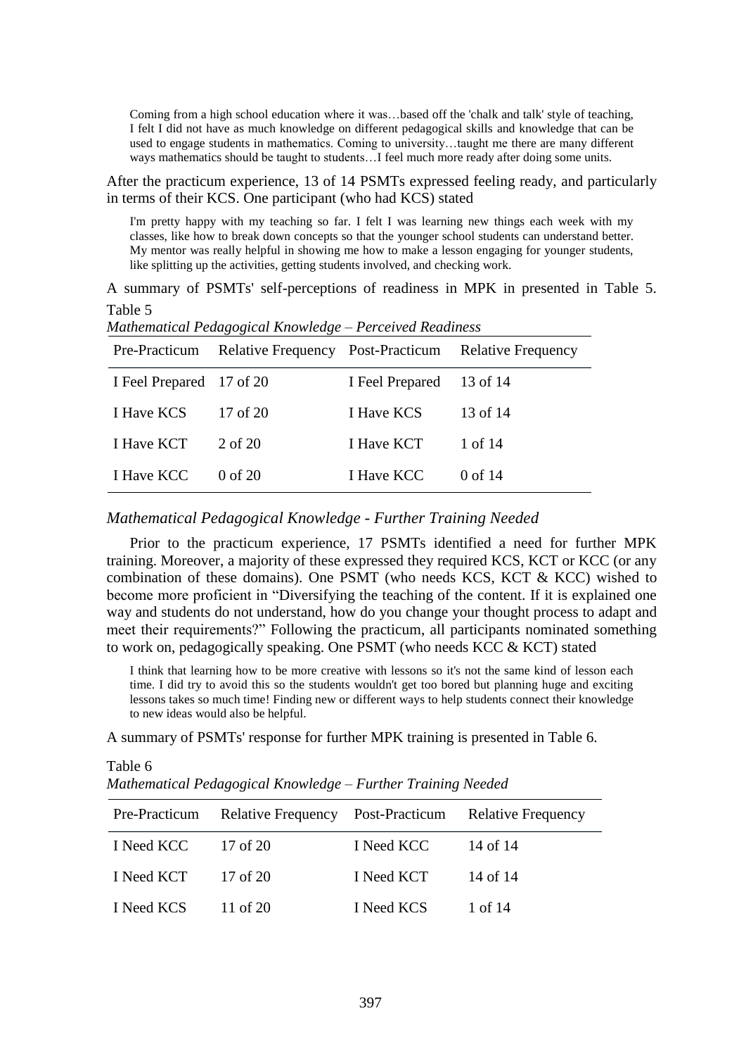> Coming from a high school education where it was…based off the 'chalk and talk' style of teaching, I felt I did not have as much knowledge on different pedagogical skills and knowledge that can be used to engage students in mathematics. Coming to university…taught me there are many different ways mathematics should be taught to students…I feel much more ready after doing some units.

After the practicum experience, 13 of 14 PSMTs expressed feeling ready, and particularly in terms of their KCS. One participant (who had KCS) stated

> I'm pretty happy with my teaching so far. I felt I was learning new things each week with my classes, like how to break down concepts so that the younger school students can understand better. My mentor was really helpful in showing me how to make a lesson engaging for younger students, like splitting up the activities, getting students involved, and checking work.

A summary of PSMTs' self-perceptions of readiness in MPK in presented in Table 5.

Table 5

*Mathematical Pedagogical Knowledge – Perceived Readiness*

| Pre-Practicum | Relative Frequency | Post-Practicum | Relative Frequency |
|---|---|---|---|
| I Feel Prepared | 17 of 20 | I Feel Prepared | 13 of 14 |
| I Have KCS | 17 of 20 | I Have KCS | 13 of 14 |
| I Have KCT | 2 of 20 | I Have KCT | 1 of 14 |
| I Have KCC | 0 of 20 | I Have KCC | 0 of 14 |

### *Mathematical Pedagogical Knowledge - Further Training Needed*

Prior to the practicum experience, 17 PSMTs identified a need for further MPK training. Moreover, a majority of these expressed they required KCS, KCT or KCC (or any combination of these domains). One PSMT (who needs KCS, KCT & KCC) wished to become more proficient in "Diversifying the teaching of the content. If it is explained one way and students do not understand, how do you change your thought process to adapt and meet their requirements?" Following the practicum, all participants nominated something to work on, pedagogically speaking. One PSMT (who needs KCC & KCT) stated

> I think that learning how to be more creative with lessons so it's not the same kind of lesson each time. I did try to avoid this so the students wouldn't get too bored but planning huge and exciting lessons takes so much time! Finding new or different ways to help students connect their knowledge to new ideas would also be helpful.

A summary of PSMTs' response for further MPK training is presented in Table 6.

Table 6

*Mathematical Pedagogical Knowledge – Further Training Needed*

| Pre-Practicum | Relative Frequency | Post-Practicum | Relative Frequency |
|---|---|---|---|
| I Need KCC | 17 of 20 | I Need KCC | 14 of 14 |
| I Need KCT | 17 of 20 | I Need KCT | 14 of 14 |
| I Need KCS | 11 of 20 | I Need KCS | 1 of 14 |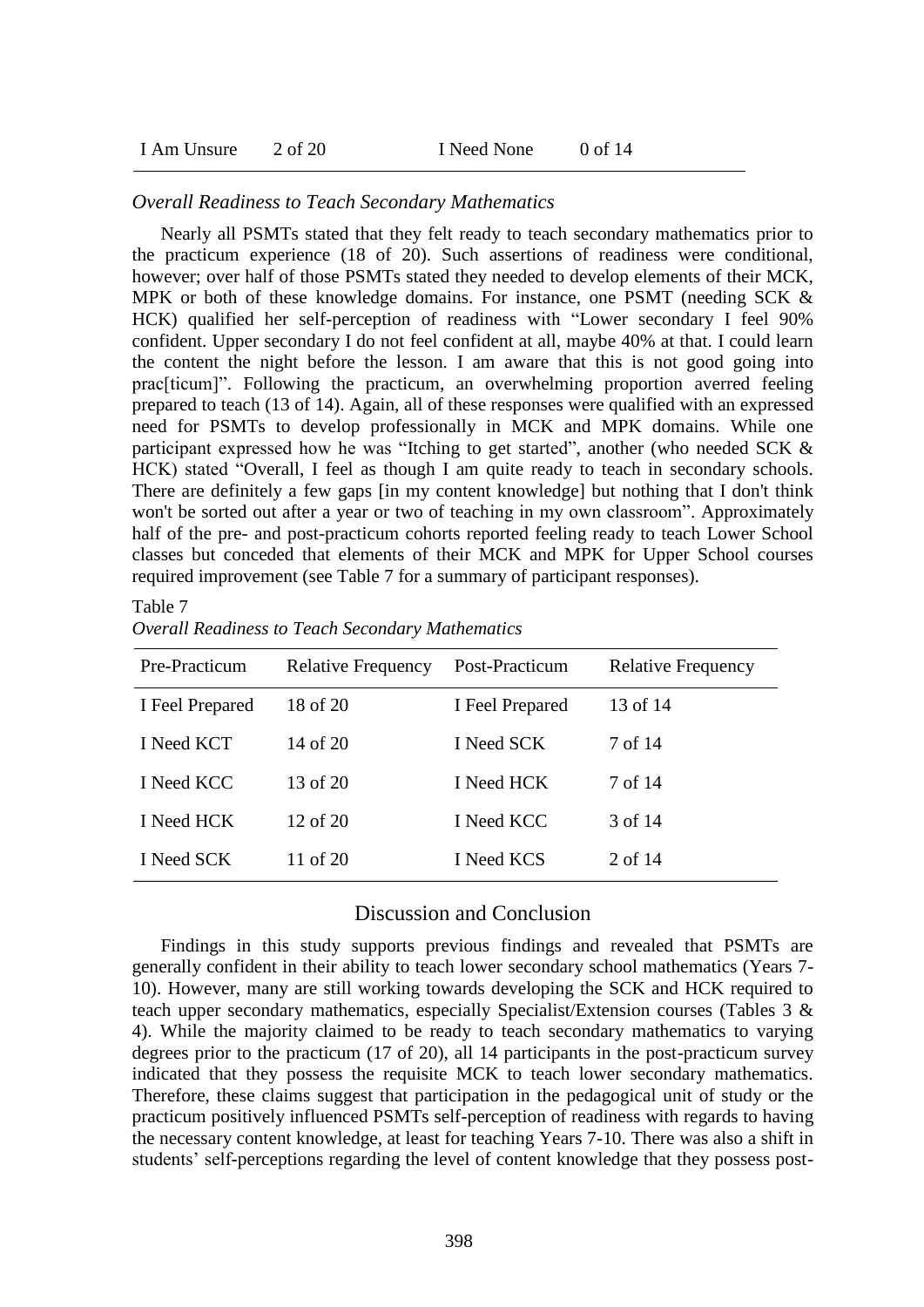| I Am Unsure | 2 of 20 | I Need None | 0 of 14 |
|---|---|---|---|

### *Overall Readiness to Teach Secondary Mathematics*

Nearly all PSMTs stated that they felt ready to teach secondary mathematics prior to the practicum experience (18 of 20). Such assertions of readiness were conditional, however; over half of those PSMTs stated they needed to develop elements of their MCK, MPK or both of these knowledge domains. For instance, one PSMT (needing SCK & HCK) qualified her self-perception of readiness with "Lower secondary I feel 90% confident. Upper secondary I do not feel confident at all, maybe 40% at that. I could learn the content the night before the lesson. I am aware that this is not good going into prac[ticum]". Following the practicum, an overwhelming proportion averred feeling prepared to teach (13 of 14). Again, all of these responses were qualified with an expressed need for PSMTs to develop professionally in MCK and MPK domains. While one participant expressed how he was "Itching to get started", another (who needed SCK & HCK) stated "Overall, I feel as though I am quite ready to teach in secondary schools. There are definitely a few gaps [in my content knowledge] but nothing that I don't think won't be sorted out after a year or two of teaching in my own classroom". Approximately half of the pre- and post-practicum cohorts reported feeling ready to teach Lower School classes but conceded that elements of their MCK and MPK for Upper School courses required improvement (see Table 7 for a summary of participant responses).

Table 7
*Overall Readiness to Teach Secondary Mathematics*

| Pre-Practicum | Relative Frequency | Post-Practicum | Relative Frequency |
|---|---|---|---|
| I Feel Prepared | 18 of 20 | I Feel Prepared | 13 of 14 |
| I Need KCT | 14 of 20 | I Need SCK | 7 of 14 |
| I Need KCC | 13 of 20 | I Need HCK | 7 of 14 |
| I Need HCK | 12 of 20 | I Need KCC | 3 of 14 |
| I Need SCK | 11 of 20 | I Need KCS | 2 of 14 |

## Discussion and Conclusion

Findings in this study supports previous findings and revealed that PSMTs are generally confident in their ability to teach lower secondary school mathematics (Years 7-10). However, many are still working towards developing the SCK and HCK required to teach upper secondary mathematics, especially Specialist/Extension courses (Tables 3 & 4). While the majority claimed to be ready to teach secondary mathematics to varying degrees prior to the practicum (17 of 20), all 14 participants in the post-practicum survey indicated that they possess the requisite MCK to teach lower secondary mathematics. Therefore, these claims suggest that participation in the pedagogical unit of study or the practicum positively influenced PSMTs self-perception of readiness with regards to having the necessary content knowledge, at least for teaching Years 7-10. There was also a shift in students' self-perceptions regarding the level of content knowledge that they possess post-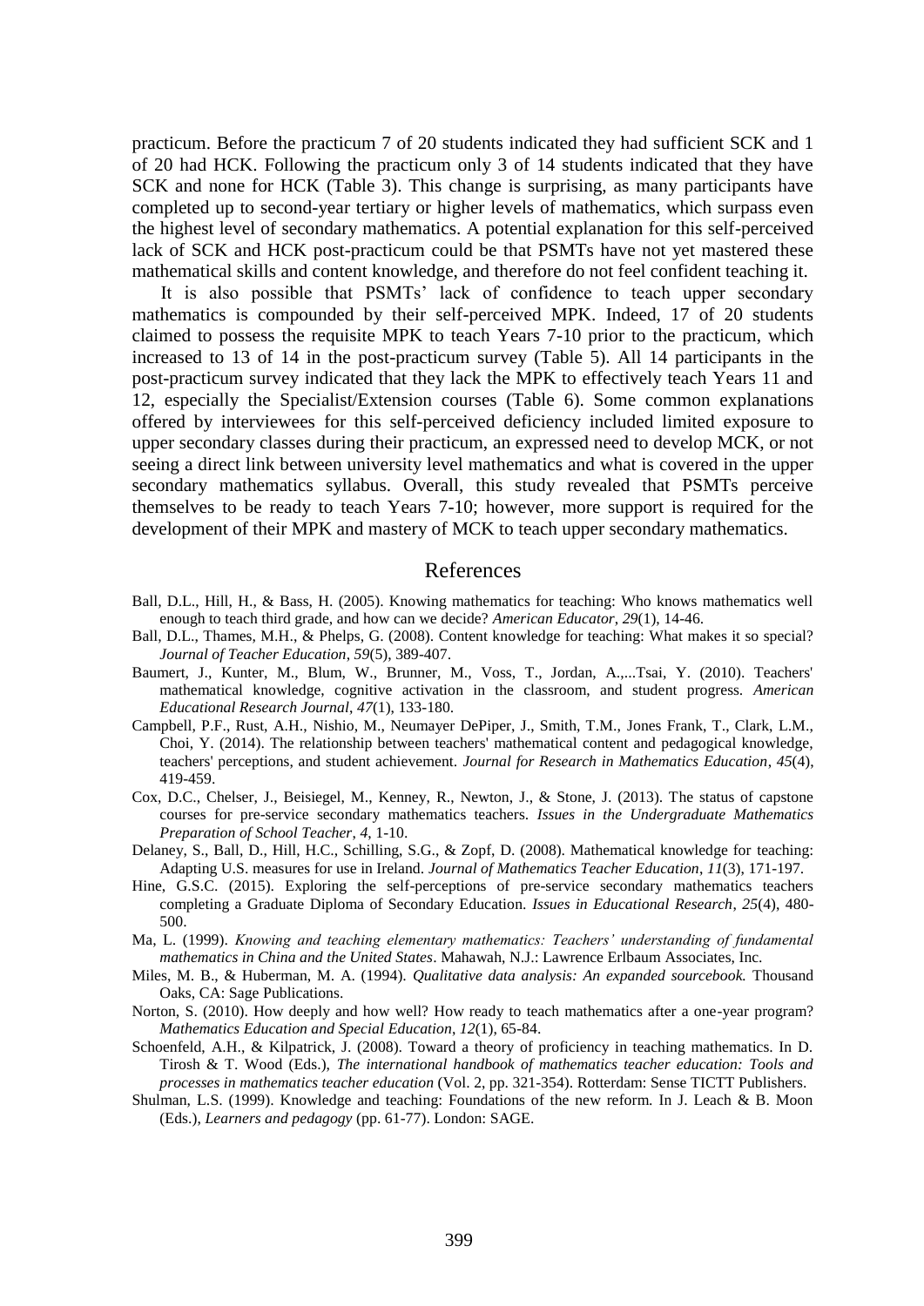practicum. Before the practicum 7 of 20 students indicated they had sufficient SCK and 1 of 20 had HCK. Following the practicum only 3 of 14 students indicated that they have SCK and none for HCK (Table 3). This change is surprising, as many participants have completed up to second-year tertiary or higher levels of mathematics, which surpass even the highest level of secondary mathematics. A potential explanation for this self-perceived lack of SCK and HCK post-practicum could be that PSMTs have not yet mastered these mathematical skills and content knowledge, and therefore do not feel confident teaching it.

It is also possible that PSMTs' lack of confidence to teach upper secondary mathematics is compounded by their self-perceived MPK. Indeed, 17 of 20 students claimed to possess the requisite MPK to teach Years 7-10 prior to the practicum, which increased to 13 of 14 in the post-practicum survey (Table 5). All 14 participants in the post-practicum survey indicated that they lack the MPK to effectively teach Years 11 and 12, especially the Specialist/Extension courses (Table 6). Some common explanations offered by interviewees for this self-perceived deficiency included limited exposure to upper secondary classes during their practicum, an expressed need to develop MCK, or not seeing a direct link between university level mathematics and what is covered in the upper secondary mathematics syllabus. Overall, this study revealed that PSMTs perceive themselves to be ready to teach Years 7-10; however, more support is required for the development of their MPK and mastery of MCK to teach upper secondary mathematics.

## References

Ball, D.L., Hill, H., & Bass, H. (2005). Knowing mathematics for teaching: Who knows mathematics well enough to teach third grade, and how can we decide? *American Educator*, *29*(1), 14-46.

Ball, D.L., Thames, M.H., & Phelps, G. (2008). Content knowledge for teaching: What makes it so special? *Journal of Teacher Education*, *59*(5), 389-407.

Baumert, J., Kunter, M., Blum, W., Brunner, M., Voss, T., Jordan, A.,...Tsai, Y. (2010). Teachers' mathematical knowledge, cognitive activation in the classroom, and student progress. *American Educational Research Journal*, *47*(1), 133-180.

Campbell, P.F., Rust, A.H., Nishio, M., Neumayer DePiper, J., Smith, T.M., Jones Frank, T., Clark, L.M., Choi, Y. (2014). The relationship between teachers' mathematical content and pedagogical knowledge, teachers' perceptions, and student achievement. *Journal for Research in Mathematics Education*, *45*(4), 419-459.

Cox, D.C., Chelser, J., Beisiegel, M., Kenney, R., Newton, J., & Stone, J. (2013). The status of capstone courses for pre-service secondary mathematics teachers. *Issues in the Undergraduate Mathematics Preparation of School Teacher*, *4*, 1-10.

Delaney, S., Ball, D., Hill, H.C., Schilling, S.G., & Zopf, D. (2008). Mathematical knowledge for teaching: Adapting U.S. measures for use in Ireland. *Journal of Mathematics Teacher Education*, *11*(3), 171-197.

Hine, G.S.C. (2015). Exploring the self-perceptions of pre-service secondary mathematics teachers completing a Graduate Diploma of Secondary Education. *Issues in Educational Research*, *25*(4), 480-500.

Ma, L. (1999). *Knowing and teaching elementary mathematics: Teachers' understanding of fundamental mathematics in China and the United States*. Mahawah, N.J.: Lawrence Erlbaum Associates, Inc.

Miles, M. B., & Huberman, M. A. (1994). *Qualitative data analysis: An expanded sourcebook.* Thousand Oaks, CA: Sage Publications.

Norton, S. (2010). How deeply and how well? How ready to teach mathematics after a one-year program? *Mathematics Education and Special Education*, *12*(1), 65-84.

Schoenfeld, A.H., & Kilpatrick, J. (2008). Toward a theory of proficiency in teaching mathematics. In D. Tirosh & T. Wood (Eds.), *The international handbook of mathematics teacher education: Tools and processes in mathematics teacher education* (Vol. 2, pp. 321-354). Rotterdam: Sense TICTT Publishers.

Shulman, L.S. (1999). Knowledge and teaching: Foundations of the new reform. In J. Leach & B. Moon (Eds.), *Learners and pedagogy* (pp. 61-77). London: SAGE.